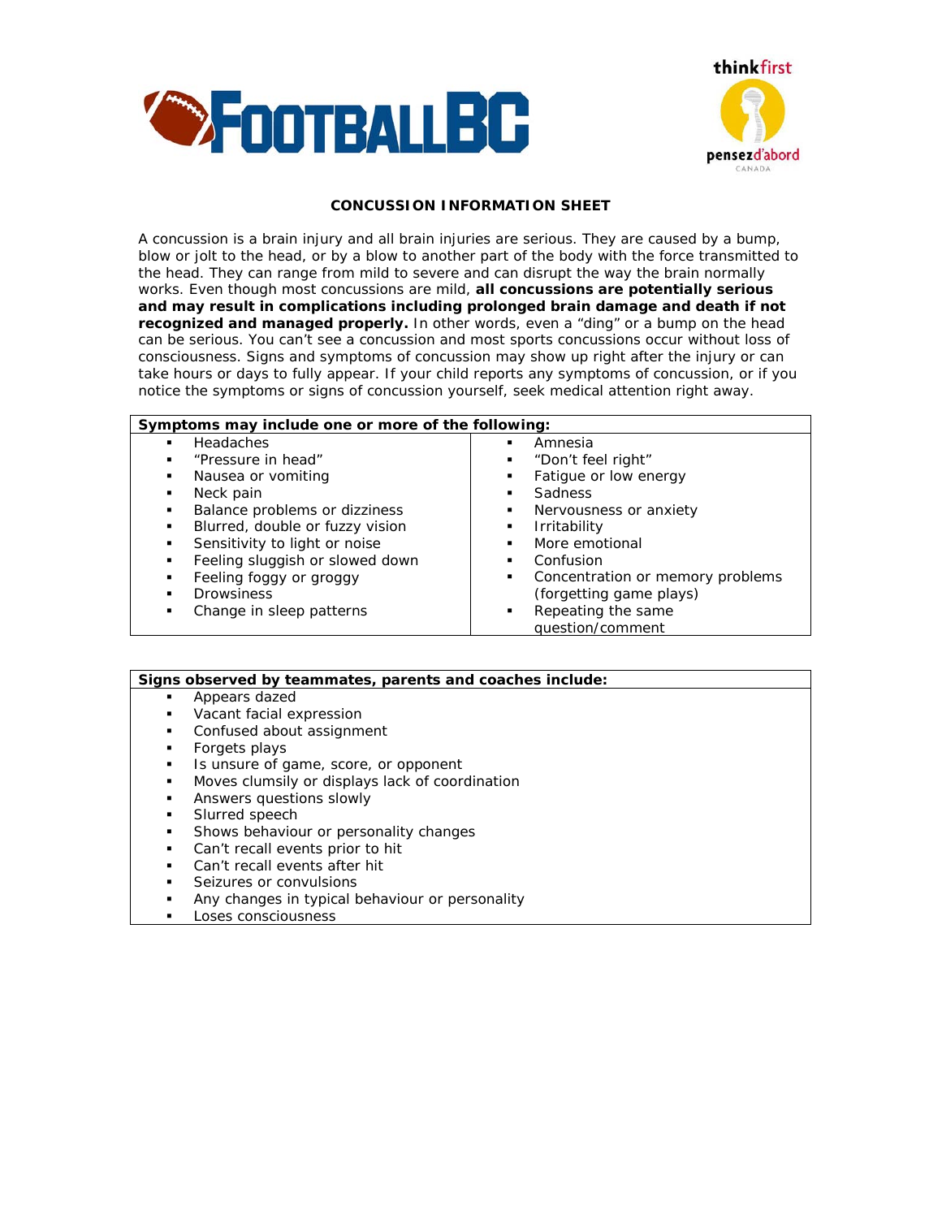FOOTBALLBC

thinkfirst pensezd'abord CANADA

# CONCUSSION INFORMATION SHEET

A concussion is a brain injury and all brain injuries are serious. They are caused by a bump, blow or jolt to the head, or by a blow to another part of the body with the force transmitted to the head. They can range from mild to severe and can disrupt the way the brain normally works. Even though most concussions are mild, **all concussions are potentially serious and may result in complications including prolonged brain damage and death if not recognized and managed properly.** In other words, even a "ding" or a bump on the head can be serious. You can't see a concussion and most sports concussions occur without loss of consciousness. Signs and symptoms of concussion may show up right after the injury or can take hours or days to fully appear. If your child reports any symptoms of concussion, or if you notice the symptoms or signs of concussion yourself, seek medical attention right away.

| **Symptoms may include one or more of the following:** | |
|---|---|
| ▪ Headaches | ▪ Amnesia |
| ▪ "Pressure in head" | ▪ "Don't feel right" |
| ▪ Nausea or vomiting | ▪ Fatigue or low energy |
| ▪ Neck pain | ▪ Sadness |
| ▪ Balance problems or dizziness | ▪ Nervousness or anxiety |
| ▪ Blurred, double or fuzzy vision | ▪ Irritability |
| ▪ Sensitivity to light or noise | ▪ More emotional |
| ▪ Feeling sluggish or slowed down | ▪ Confusion |
| ▪ Feeling foggy or groggy | ▪ Concentration or memory problems (forgetting game plays) |
| ▪ Drowsiness | ▪ Repeating the same question/comment |
| ▪ Change in sleep patterns | |

**Signs observed by teammates, parents and coaches include:**

- Appears dazed
- Vacant facial expression
- Confused about assignment
- Forgets plays
- Is unsure of game, score, or opponent
- Moves clumsily or displays lack of coordination
- Answers questions slowly
- Slurred speech
- Shows behaviour or personality changes
- Can't recall events prior to hit
- Can't recall events after hit
- Seizures or convulsions
- Any changes in typical behaviour or personality
- Loses consciousness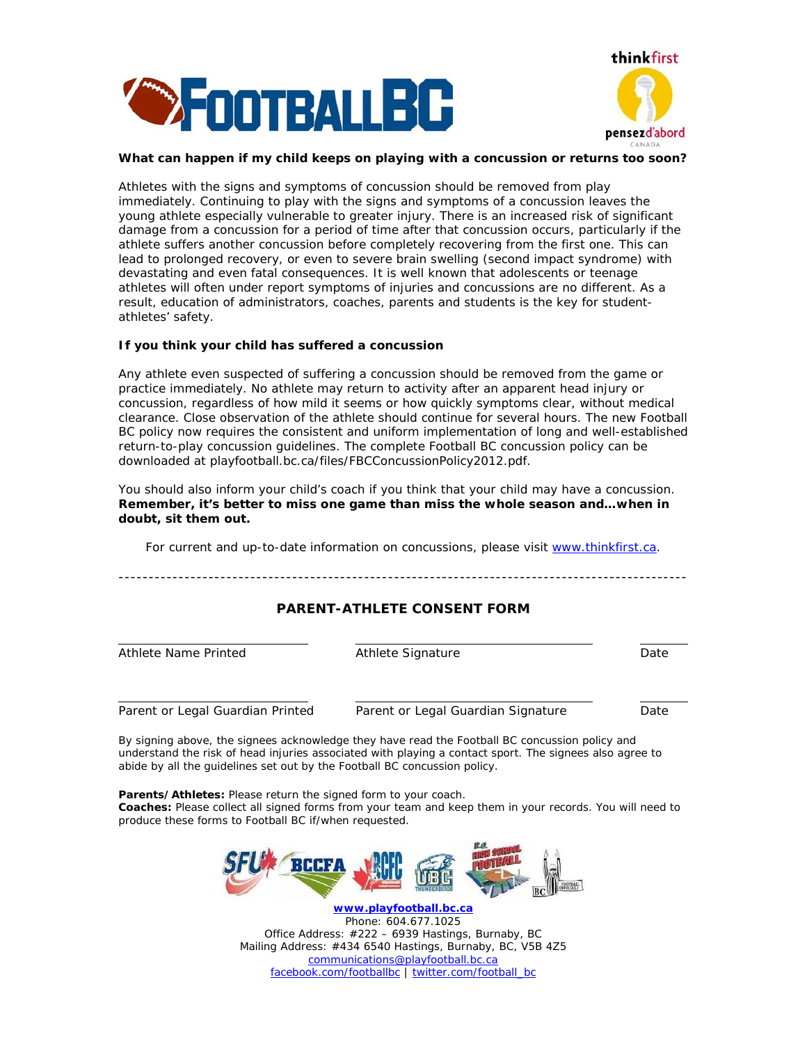**What can happen if my child keeps on playing with a concussion or returns too soon?**

Athletes with the signs and symptoms of concussion should be removed from play immediately. Continuing to play with the signs and symptoms of a concussion leaves the young athlete especially vulnerable to greater injury. There is an increased risk of significant damage from a concussion for a period of time after that concussion occurs, particularly if the athlete suffers another concussion before completely recovering from the first one. This can lead to prolonged recovery, or even to severe brain swelling (second impact syndrome) with devastating and even fatal consequences. It is well known that adolescents or teenage athletes will often under report symptoms of injuries and concussions are no different. As a result, education of administrators, coaches, parents and students is the key for student-athletes' safety.

**If you think your child has suffered a concussion**

Any athlete even suspected of suffering a concussion should be removed from the game or practice immediately. No athlete may return to activity after an apparent head injury or concussion, regardless of how mild it seems or how quickly symptoms clear, without medical clearance. Close observation of the athlete should continue for several hours. The new Football BC policy now requires the consistent and uniform implementation of long and well-established return-to-play concussion guidelines. The complete Football BC concussion policy can be downloaded at playfootball.bc.ca/files/FBCConcussionPolicy2012.pdf.

You should also inform your child's coach if you think that your child may have a concussion. **Remember, it's better to miss one game than miss the whole season and…when in doubt, sit them out.**

For current and up-to-date information on concussions, please visit www.thinkfirst.ca.

---

## PARENT-ATHLETE CONSENT FORM

| | | |
|---|---|---|
| Athlete Name Printed | Athlete Signature | Date |
| Parent or Legal Guardian Printed | Parent or Legal Guardian Signature | Date |

By signing above, the signees acknowledge they have read the Football BC concussion policy and understand the risk of head injuries associated with playing a contact sport. The signees also agree to abide by all the guidelines set out by the Football BC concussion policy.

**Parents/Athletes:** Please return the signed form to your coach.
**Coaches:** Please collect all signed forms from your team and keep them in your records. You will need to produce these forms to Football BC if/when requested.

**www.playfootball.bc.ca**
Phone: 604.677.1025
Office Address: #222 – 6939 Hastings, Burnaby, BC
Mailing Address: #434 6540 Hastings, Burnaby, BC, V5B 4Z5
communications@playfootball.bc.ca
facebook.com/footballbc | twitter.com/football_bc